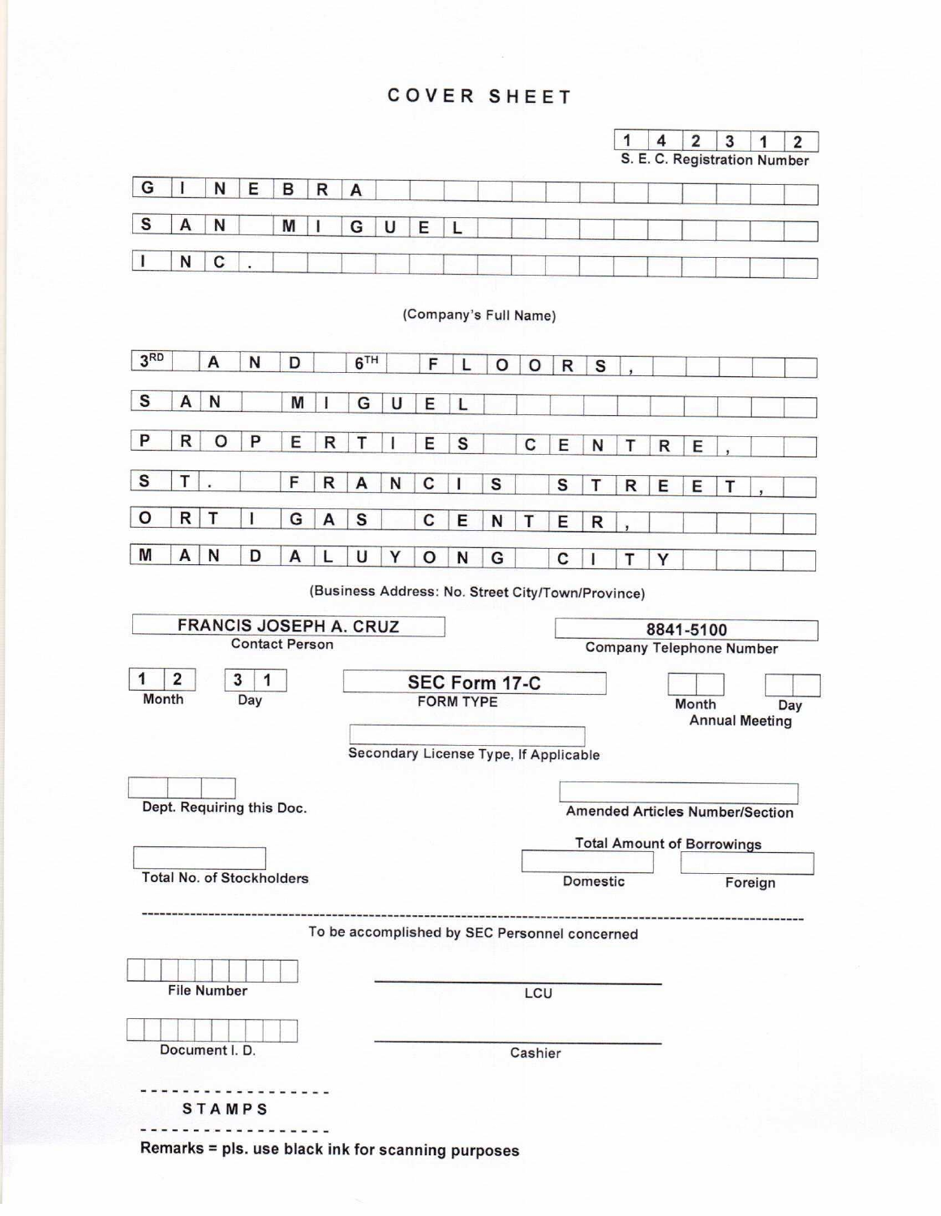# COVER SHEET

**1 4 2 3 1 2**
S. E. C. Registration Number

GINEBRA SAN MIGUEL INC.

(Company's Full Name)

3RD AND 6TH FLOORS, SAN MIGUEL PROPERTIES CENTRE, ST. FRANCIS STREET, ORTIGAS CENTER, MANDALUYONG CITY

(Business Address: No. Street City/Town/Province)

| FRANCIS JOSEPH A. CRUZ | 8841-5100 |
|---|---|
| Contact Person | Company Telephone Number |

| 1 2 | 3 1 | SEC Form 17-C | | |
|---|---|---|---|---|
| Month | Day | FORM TYPE | Month | Day |
| | | | Annual Meeting | |

Secondary License Type, If Applicable

Dept. Requiring this Doc.

Amended Articles Number/Section

Total Amount of Borrowings

| Total No. of Stockholders | Domestic | Foreign |
|---|---|---|
| | | |

---

To be accomplished by SEC Personnel concerned

File Number

LCU

Document I. D.

Cashier

STAMPS

Remarks = pls. use black ink for scanning purposes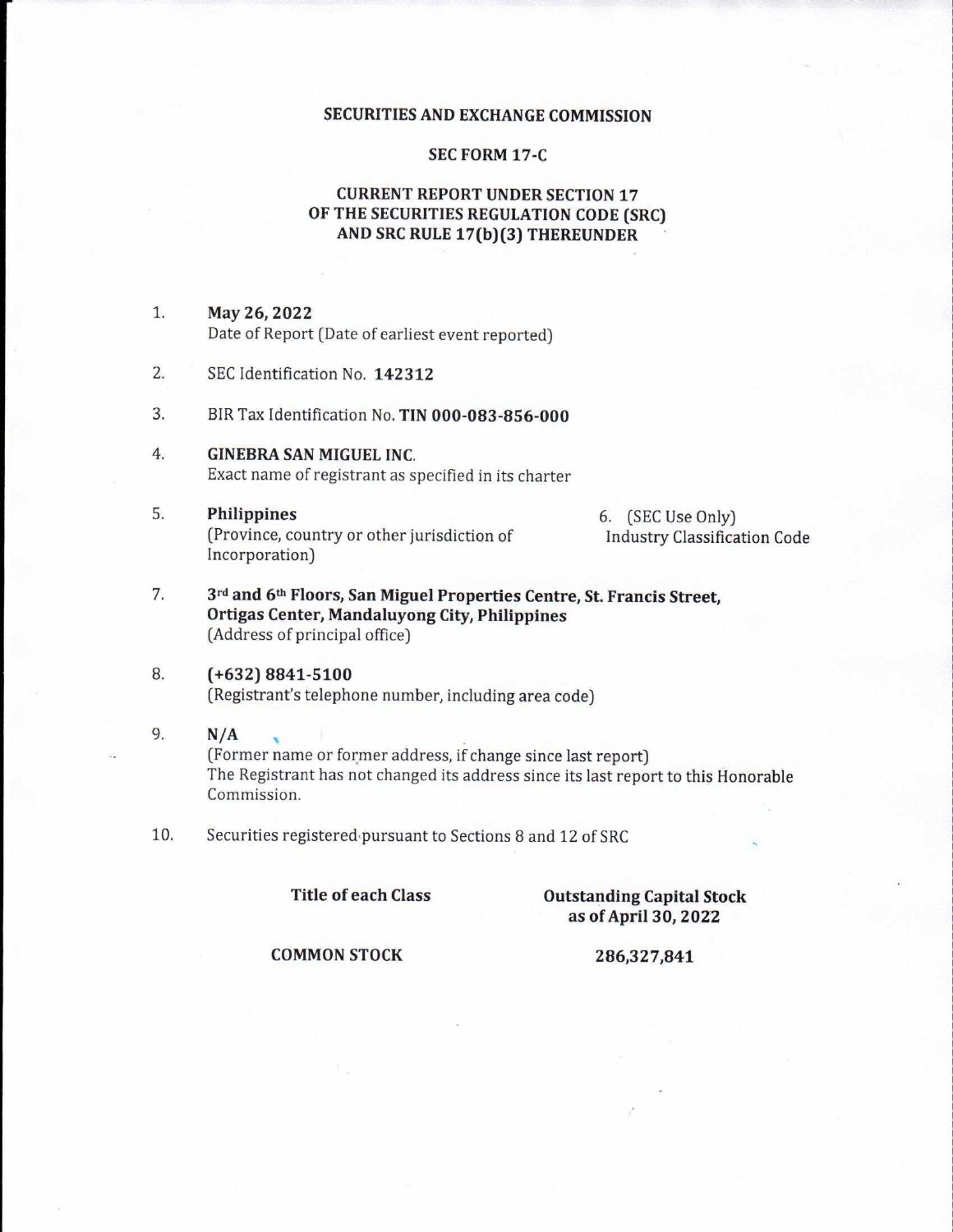**SECURITIES AND EXCHANGE COMMISSION**

**SEC FORM 17-C**

**CURRENT REPORT UNDER SECTION 17
OF THE SECURITIES REGULATION CODE (SRC)
AND SRC RULE 17(b)(3) THEREUNDER**

1. **May 26, 2022**
   Date of Report (Date of earliest event reported)

2. SEC Identification No. **142312**

3. BIR Tax Identification No. **TIN 000-083-856-000**

4. **GINEBRA SAN MIGUEL INC.**
   Exact name of registrant as specified in its charter

5. **Philippines**
   (Province, country or other jurisdiction of Incorporation)

6. (SEC Use Only)
   Industry Classification Code

7. **3rd and 6th Floors, San Miguel Properties Centre, St. Francis Street, Ortigas Center, Mandaluyong City, Philippines**
   (Address of principal office)

8. **(+632) 8841-5100**
   (Registrant's telephone number, including area code)

9. **N/A**
   (Former name or former address, if change since last report)
   The Registrant has not changed its address since its last report to this Honorable Commission.

10. Securities registered pursuant to Sections 8 and 12 of SRC

| Title of each Class | Outstanding Capital Stock as of April 30, 2022 |
|---|---|
| COMMON STOCK | 286,327,841 |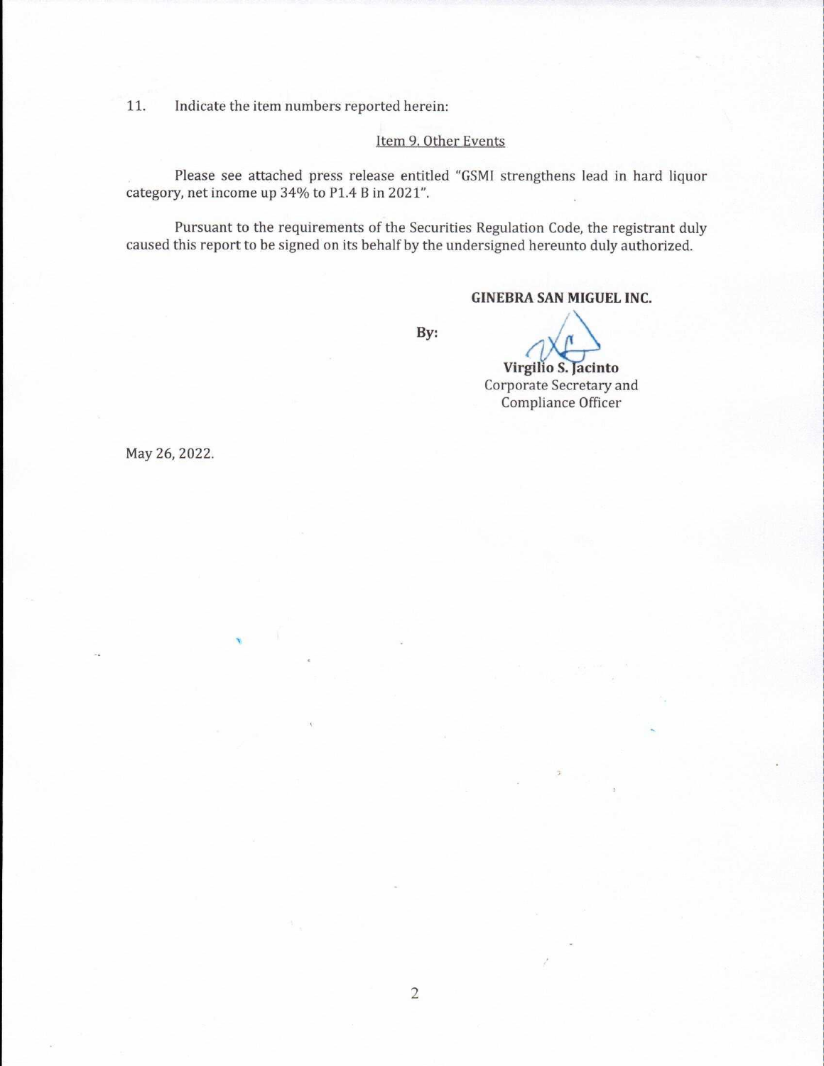11. Indicate the item numbers reported herein:

Item 9. Other Events

Please see attached press release entitled "GSMI strengthens lead in hard liquor category, net income up 34% to P1.4 B in 2021".

Pursuant to the requirements of the Securities Regulation Code, the registrant duly caused this report to be signed on its behalf by the undersigned hereunto duly authorized.

**GINEBRA SAN MIGUEL INC.**

**By:**

**Virgilio S. Jacinto**
Corporate Secretary and
Compliance Officer

May 26, 2022.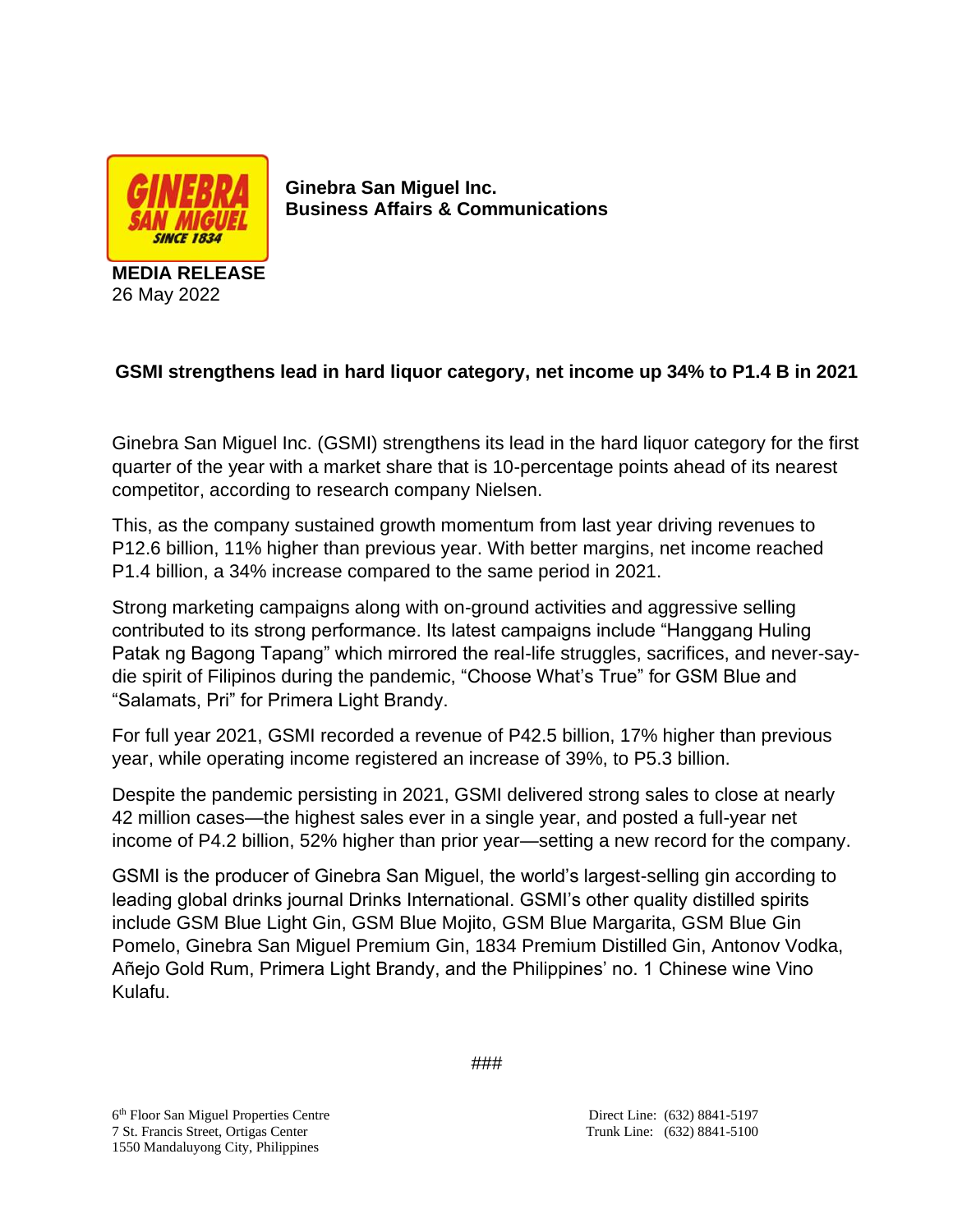**Ginebra San Miguel Inc.**
**Business Affairs & Communications**

**MEDIA RELEASE**
26 May 2022

### GSMI strengthens lead in hard liquor category, net income up 34% to P1.4 B in 2021

Ginebra San Miguel Inc. (GSMI) strengthens its lead in the hard liquor category for the first quarter of the year with a market share that is 10-percentage points ahead of its nearest competitor, according to research company Nielsen.

This, as the company sustained growth momentum from last year driving revenues to P12.6 billion, 11% higher than previous year. With better margins, net income reached P1.4 billion, a 34% increase compared to the same period in 2021.

Strong marketing campaigns along with on-ground activities and aggressive selling contributed to its strong performance. Its latest campaigns include "Hanggang Huling Patak ng Bagong Tapang" which mirrored the real-life struggles, sacrifices, and never-say-die spirit of Filipinos during the pandemic, "Choose What's True" for GSM Blue and "Salamats, Pri" for Primera Light Brandy.

For full year 2021, GSMI recorded a revenue of P42.5 billion, 17% higher than previous year, while operating income registered an increase of 39%, to P5.3 billion.

Despite the pandemic persisting in 2021, GSMI delivered strong sales to close at nearly 42 million cases—the highest sales ever in a single year, and posted a full-year net income of P4.2 billion, 52% higher than prior year—setting a new record for the company.

GSMI is the producer of Ginebra San Miguel, the world's largest-selling gin according to leading global drinks journal Drinks International. GSMI's other quality distilled spirits include GSM Blue Light Gin, GSM Blue Mojito, GSM Blue Margarita, GSM Blue Gin Pomelo, Ginebra San Miguel Premium Gin, 1834 Premium Distilled Gin, Antonov Vodka, Añejo Gold Rum, Primera Light Brandy, and the Philippines' no. 1 Chinese wine Vino Kulafu.

###

6th Floor San Miguel Properties Centre
7 St. Francis Street, Ortigas Center
1550 Mandaluyong City, Philippines

Direct Line: (632) 8841-5197
Trunk Line: (632) 8841-5100